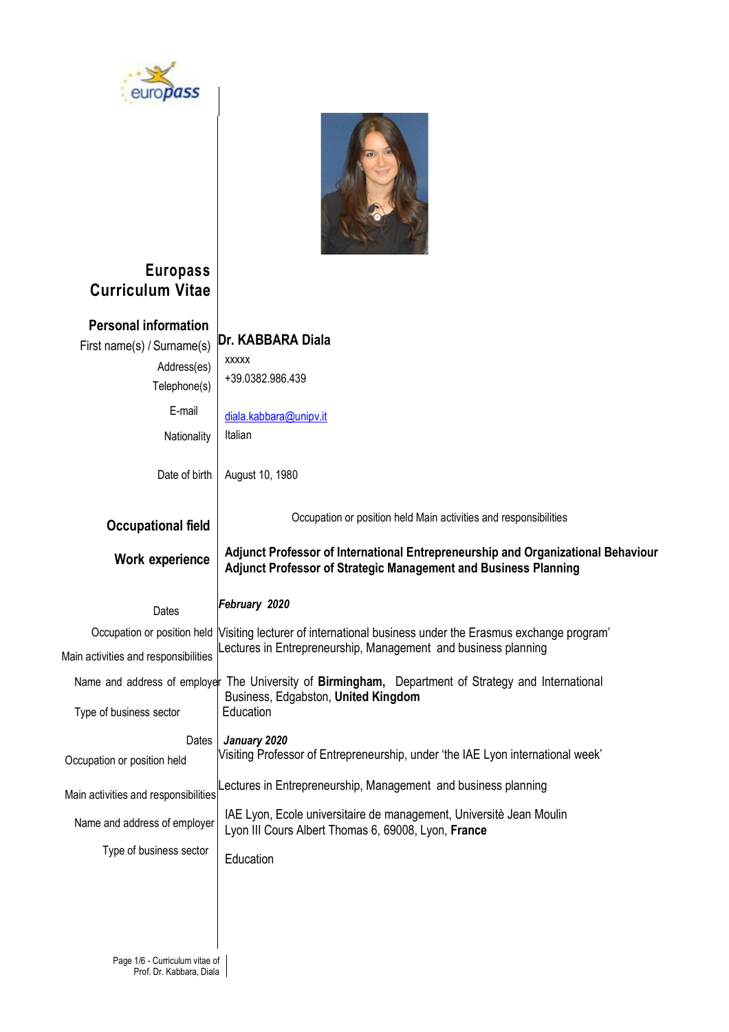# Europass Curriculum Vitae

## Personal information

| | |
|---|---|
| First name(s) / Surname(s) | **Dr. KABBARA Diala** |
| Address(es) | xxxxx |
| Telephone(s) | +39.0382.986.439 |
| E-mail | diala.kabbara@unipv.it |
| Nationality | Italian |
| Date of birth | August 10, 1980 |

## Occupational field

Occupation or position held Main activities and responsibilities

**Adjunct Professor of International Entrepreneurship and Organizational Behaviour**
**Adjunct Professor of Strategic Management and Business Planning**

## Work experience

| | |
|---|---|
| Dates | ***February 2020*** |
| Occupation or position held | Visiting lecturer of international business under the Erasmus exchange program' |
| Main activities and responsibilities | Lectures in Entrepreneurship, Management and business planning |
| Name and address of employer | The University of **Birmingham,** Department of Strategy and International Business, Edgabston, **United Kingdom** |
| Type of business sector | Education |
| Dates | ***January 2020*** |
| Occupation or position held | Visiting Professor of Entrepreneurship, under 'the IAE Lyon international week' |
| Main activities and responsibilities | Lectures in Entrepreneurship, Management and business planning |
| Name and address of employer | IAE Lyon, Ecole universitaire de management, Universitè Jean Moulin Lyon III Cours Albert Thomas 6, 69008, Lyon, **France** |
| Type of business sector | Education |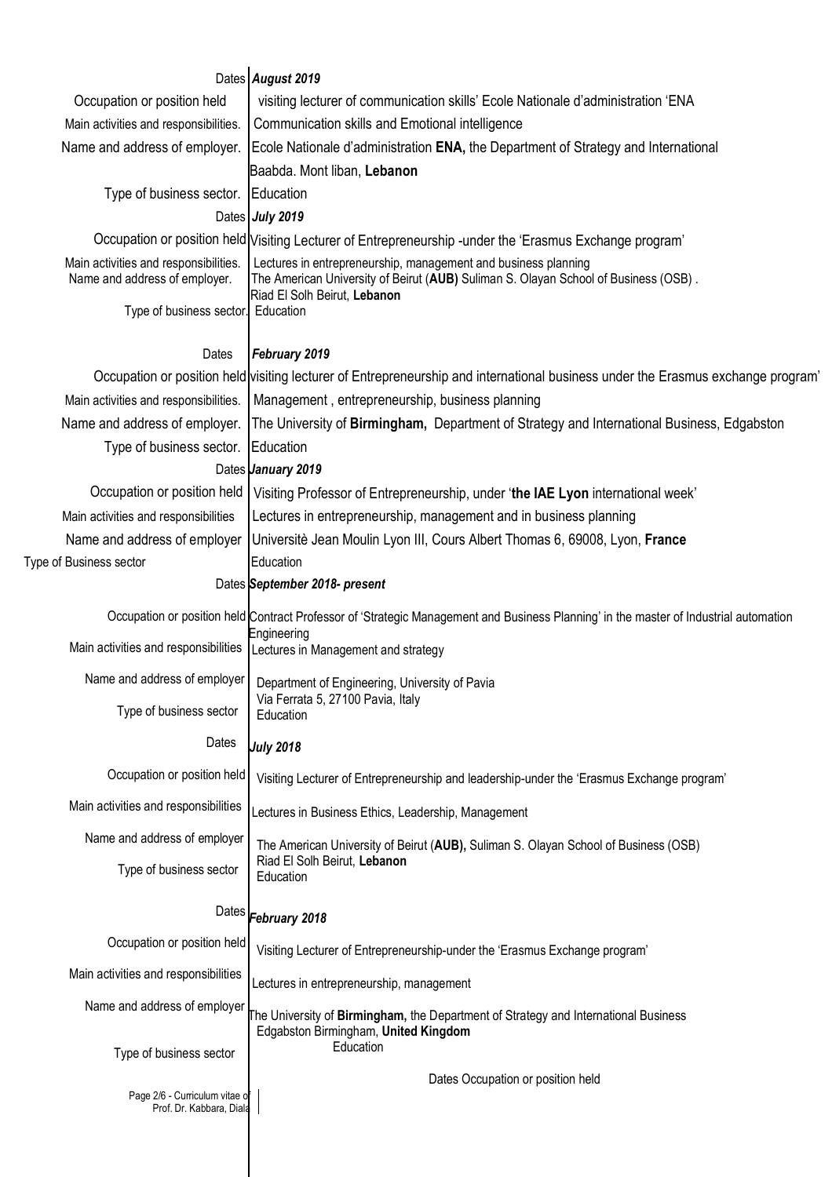| | |
|---|---|
| Dates | ***August 2019*** |
| Occupation or position held | visiting lecturer of communication skills' Ecole Nationale d'administration 'ENA |
| Main activities and responsibilities. | Communication skills and Emotional intelligence |
| Name and address of employer. | Ecole Nationale d'administration **ENA,** the Department of Strategy and International<br>Baabda. Mont liban, **Lebanon** |
| Type of business sector. | Education |
| Dates | ***July 2019*** |
| Occupation or position held | Visiting Lecturer of Entrepreneurship -under the 'Erasmus Exchange program' |
| Main activities and responsibilities. | Lectures in entrepreneurship, management and business planning |
| Name and address of employer. | The American University of Beirut (**AUB)** Suliman S. Olayan School of Business (OSB) .<br>Riad El Solh Beirut, **Lebanon** |
| Type of business sector. | Education |
| Dates | ***February 2019*** |
| Occupation or position held | visiting lecturer of Entrepreneurship and international business under the Erasmus exchange program' |
| Main activities and responsibilities. | Management , entrepreneurship, business planning |
| Name and address of employer. | The University of **Birmingham,** Department of Strategy and International Business, Edgabston |
| Type of business sector. | Education |
| Dates | ***January 2019*** |
| Occupation or position held | Visiting Professor of Entrepreneurship, under '**the IAE Lyon** international week' |
| Main activities and responsibilities | Lectures in entrepreneurship, management and in business planning |
| Name and address of employer | Universitè Jean Moulin Lyon III, Cours Albert Thomas 6, 69008, Lyon, **France** |
| Type of Business sector | Education |
| Dates | ***September 2018- present*** |
| Occupation or position held | Contract Professor of 'Strategic Management and Business Planning' in the master of Industrial automation Engineering |
| Main activities and responsibilities | Lectures in Management and strategy |
| Name and address of employer | Department of Engineering, University of Pavia<br>Via Ferrata 5, 27100 Pavia, Italy |
| Type of business sector | Education |
| Dates | ***July 2018*** |
| Occupation or position held | Visiting Lecturer of Entrepreneurship and leadership-under the 'Erasmus Exchange program' |
| Main activities and responsibilities | Lectures in Business Ethics, Leadership, Management |
| Name and address of employer | The American University of Beirut (**AUB),** Suliman S. Olayan School of Business (OSB)<br>Riad El Solh Beirut, **Lebanon** |
| Type of business sector | Education |
| Dates | ***February 2018*** |
| Occupation or position held | Visiting Lecturer of Entrepreneurship-under the 'Erasmus Exchange program' |
| Main activities and responsibilities | Lectures in entrepreneurship, management |
| Name and address of employer | The University of **Birmingham,** the Department of Strategy and International Business<br>Edgabston Birmingham, **United Kingdom** |
| Type of business sector | Education |

Dates Occupation or position held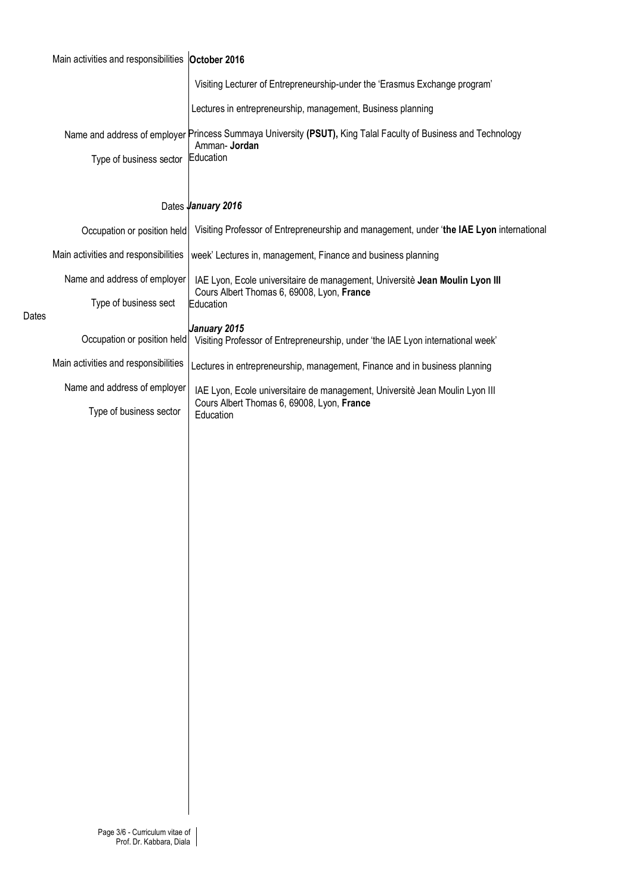| | |
|---|---|
| Main activities and responsibilities | **October 2016** |
| | Visiting Lecturer of Entrepreneurship-under the 'Erasmus Exchange program' |
| | Lectures in entrepreneurship, management, Business planning |
| Name and address of employer | Princess Summaya University **(PSUT),** King Talal Faculty of Business and Technology Amman- **Jordan** |
| Type of business sector | Education |
| | |
| Dates | ***January 2016*** |
| Occupation or position held | Visiting Professor of Entrepreneurship and management, under '**the IAE Lyon** international |
| Main activities and responsibilities | week' Lectures in, management, Finance and business planning |
| Name and address of employer | IAE Lyon, Ecole universitaire de management, Universitè **Jean Moulin Lyon III** Cours Albert Thomas 6, 69008, Lyon, **France** |
| Type of business sect | Education |
| Dates | ***January 2015*** |
| Occupation or position held | Visiting Professor of Entrepreneurship, under 'the IAE Lyon international week' |
| Main activities and responsibilities | Lectures in entrepreneurship, management, Finance and in business planning |
| Name and address of employer | IAE Lyon, Ecole universitaire de management, Universitè Jean Moulin Lyon III Cours Albert Thomas 6, 69008, Lyon, **France** |
| Type of business sector | Education |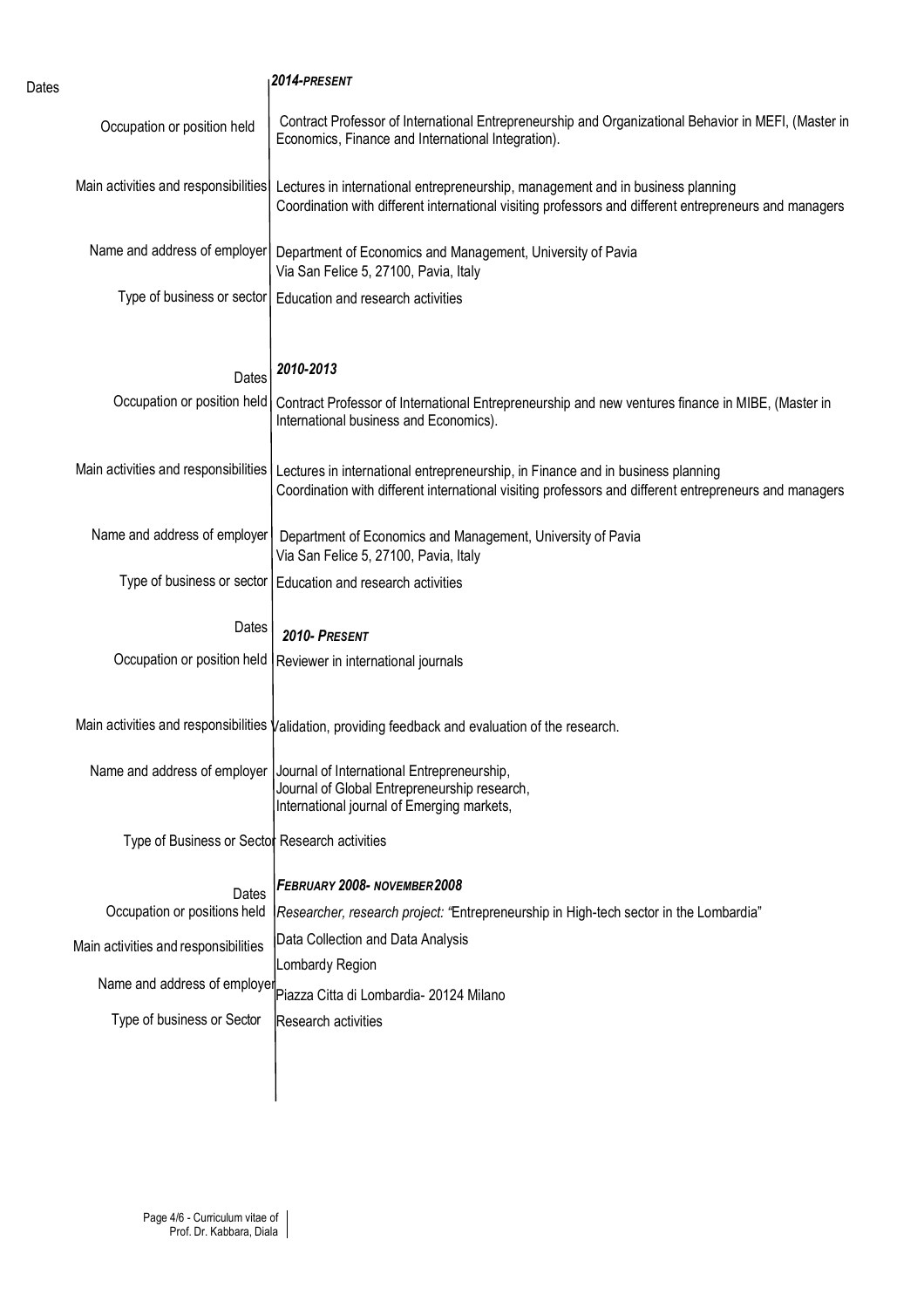| | |
|---|---|
| Dates | ***2014-PRESENT*** |
| Occupation or position held | Contract Professor of International Entrepreneurship and Organizational Behavior in MEFI, (Master in Economics, Finance and International Integration). |
| Main activities and responsibilities | Lectures in international entrepreneurship, management and in business planning<br>Coordination with different international visiting professors and different entrepreneurs and managers |
| Name and address of employer | Department of Economics and Management, University of Pavia<br>Via San Felice 5, 27100, Pavia, Italy |
| Type of business or sector | Education and research activities |
| | |
| Dates | ***2010-2013*** |
| Occupation or position held | Contract Professor of International Entrepreneurship and new ventures finance in MIBE, (Master in International business and Economics). |
| Main activities and responsibilities | Lectures in international entrepreneurship, in Finance and in business planning<br>Coordination with different international visiting professors and different entrepreneurs and managers |
| Name and address of employer | Department of Economics and Management, University of Pavia<br>Via San Felice 5, 27100, Pavia, Italy |
| Type of business or sector | Education and research activities |
| | |
| Dates | ***2010- PRESENT*** |
| Occupation or position held | Reviewer in international journals |
| Main activities and responsibilities | Validation, providing feedback and evaluation of the research. |
| Name and address of employer | Journal of International Entrepreneurship,<br>Journal of Global Entrepreneurship research,<br>International journal of Emerging markets, |
| Type of Business or Sector | Research activities |
| | |
| Dates | ***FEBRUARY 2008- NOVEMBER 2008*** |
| Occupation or positions held | *Researcher, research project: "*Entrepreneurship in High-tech sector in the Lombardia" |
| Main activities and responsibilities | Data Collection and Data Analysis |
| Name and address of employer | Lombardy Region<br>Piazza Citta di Lombardia- 20124 Milano |
| Type of business or Sector | Research activities |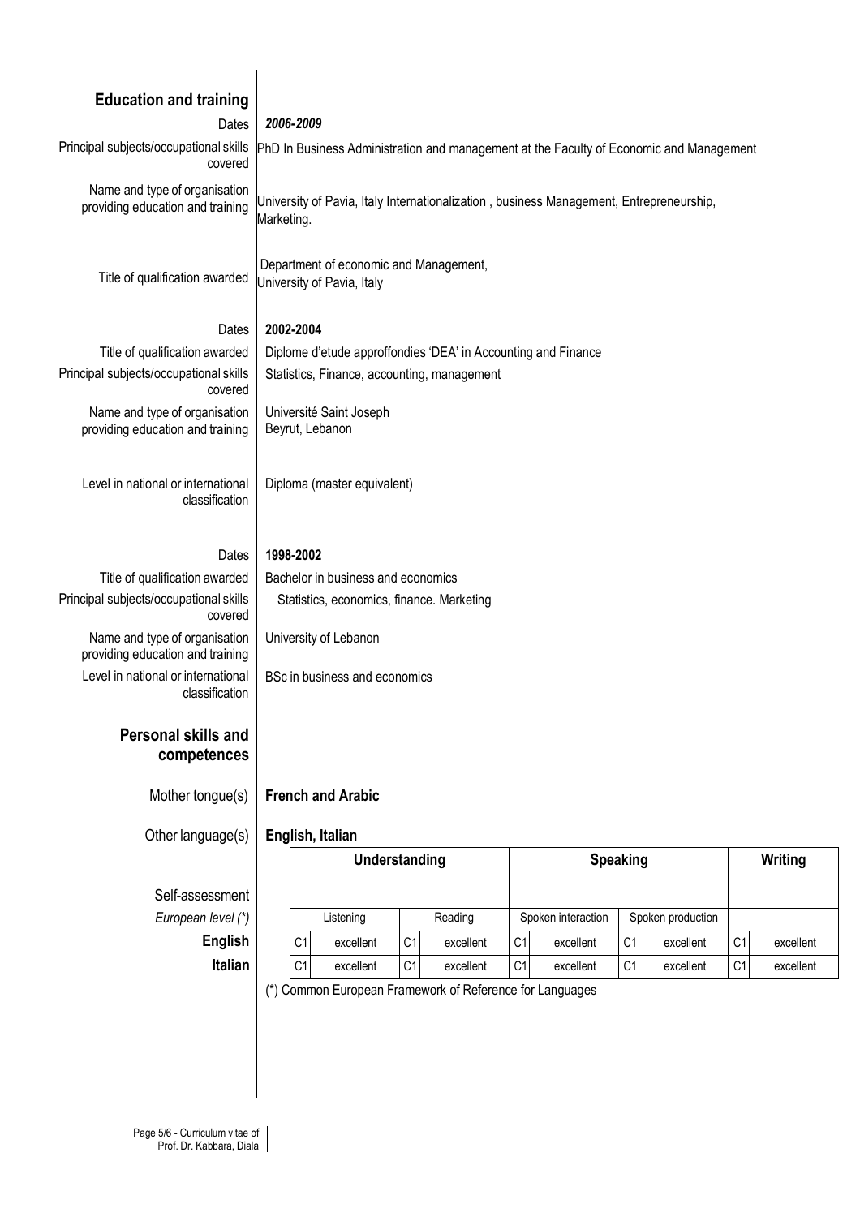## Education and training

**Dates:** ***2006-2009***

**Principal subjects/occupational skills covered:** PhD In Business Administration and management at the Faculty of Economic and Management

**Name and type of organisation providing education and training:** University of Pavia, Italy Internationalization , business Management, Entrepreneurship, Marketing.

**Title of qualification awarded:** Department of economic and Management, University of Pavia, Italy

**Dates:** **2002-2004**

**Title of qualification awarded:** Diplome d'etude approffondies 'DEA' in Accounting and Finance

**Principal subjects/occupational skills covered:** Statistics, Finance, accounting, management

**Name and type of organisation providing education and training:** Université Saint Joseph  
Beyrut, Lebanon

**Level in national or international classification:** Diploma (master equivalent)

**Dates:** **1998-2002**

**Title of qualification awarded:** Bachelor in business and economics

**Principal subjects/occupational skills covered:** Statistics, economics, finance. Marketing

**Name and type of organisation providing education and training:** University of Lebanon

**Level in national or international classification:** BSc in business and economics

## Personal skills and competences

**Mother tongue(s):** **French and Arabic**

**Other language(s):** **English, Italian**

| Self-assessment | Understanding | | | | Speaking | | | | Writing | |
|---|---|---|---|---|---|---|---|---|---|---|
| *European level (\*)* | Listening | | Reading | | Spoken interaction | | Spoken production | | | |
| **English** | C1 | excellent | C1 | excellent | C1 | excellent | C1 | excellent | C1 | excellent |
| **Italian** | C1 | excellent | C1 | excellent | C1 | excellent | C1 | excellent | C1 | excellent |

(\*) Common European Framework of Reference for Languages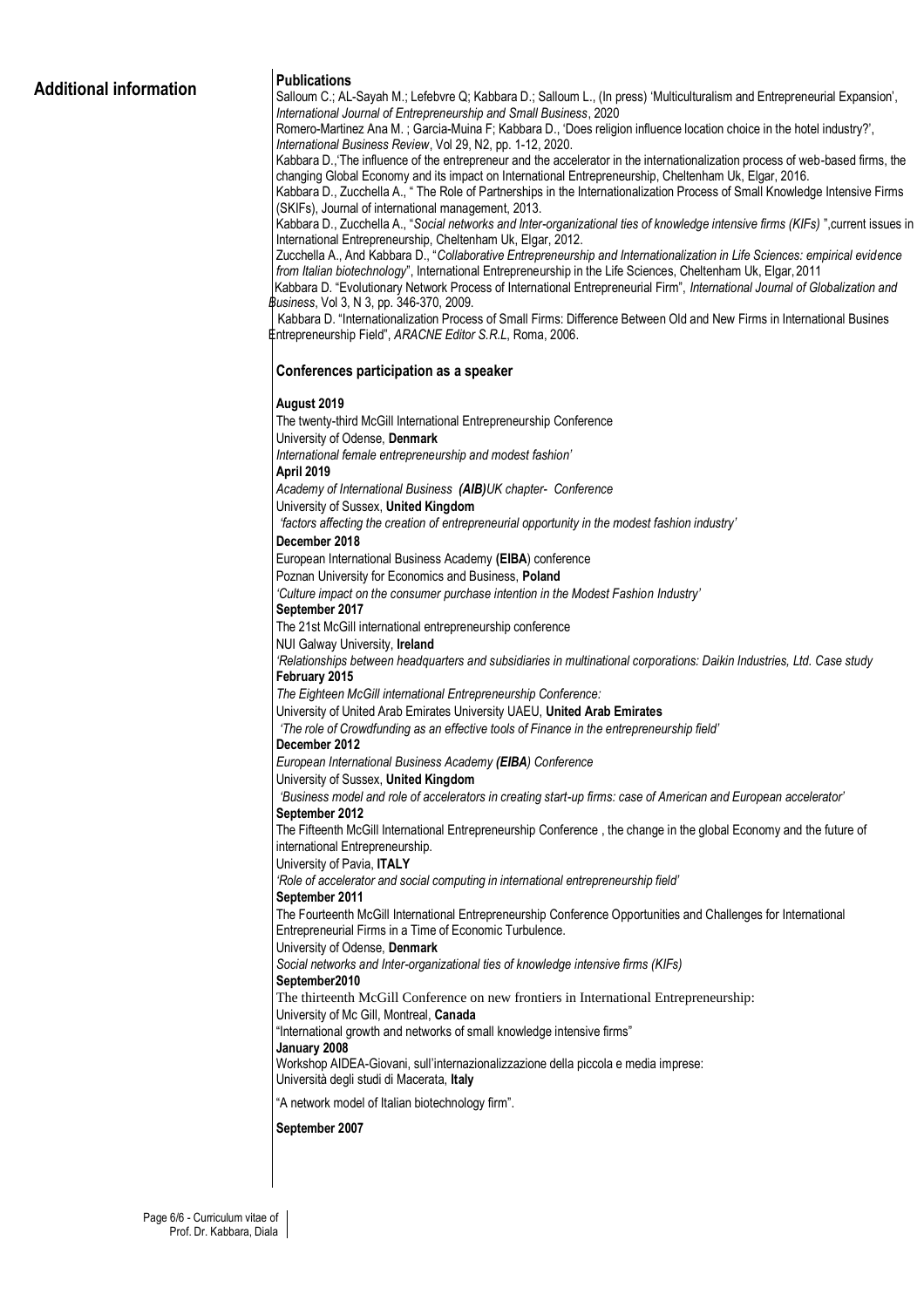## Additional information

### Publications

Salloum C.; AL-Sayah M.; Lefebvre Q; Kabbara D.; Salloum L., (In press) 'Multiculturalism and Entrepreneurial Expansion', *International Journal of Entrepreneurship and Small Business*, 2020

Romero-Martinez Ana M. ; Garcia-Muina F; Kabbara D., 'Does religion influence location choice in the hotel industry?', *International Business Review*, Vol 29, N2, pp. 1-12, 2020.

Kabbara D.,'The influence of the entrepreneur and the accelerator in the internationalization process of web-based firms, the changing Global Economy and its impact on International Entrepreneurship, Cheltenham Uk, Elgar, 2016.

Kabbara D., Zucchella A., " The Role of Partnerships in the Internationalization Process of Small Knowledge Intensive Firms (SKIFs), Journal of international management, 2013.

Kabbara D., Zucchella A., "*Social networks and Inter-organizational ties of knowledge intensive firms (KIFs)* ",current issues in International Entrepreneurship, Cheltenham Uk, Elgar, 2012.

Zucchella A., And Kabbara D., "*Collaborative Entrepreneurship and Internationalization in Life Sciences: empirical evidence from Italian biotechnology*", International Entrepreneurship in the Life Sciences, Cheltenham Uk, Elgar, 2011

Kabbara D. "Evolutionary Network Process of International Entrepreneurial Firm", *International Journal of Globalization and Business*, Vol 3, N 3, pp. 346-370, 2009.

Kabbara D. "Internationalization Process of Small Firms: Difference Between Old and New Firms in International Busines Entrepreneurship Field", *ARACNE Editor S.R.L*, Roma, 2006.

### Conferences participation as a speaker

**August 2019**
The twenty-third McGill International Entrepreneurship Conference
University of Odense, **Denmark**
*International female entrepreneurship and modest fashion'*

**April 2019**
*Academy of International Business **(AIB)**UK chapter- Conference*
University of Sussex, **United Kingdom**
*'factors affecting the creation of entrepreneurial opportunity in the modest fashion industry'*

**December 2018**
European International Business Academy **(EIBA**) conference
Poznan University for Economics and Business, **Poland**
*'Culture impact on the consumer purchase intention in the Modest Fashion Industry'*

**September 2017**
The 21st McGill international entrepreneurship conference
NUI Galway University, **Ireland**
*'Relationships between headquarters and subsidiaries in multinational corporations: Daikin Industries, Ltd. Case study*

**February 2015**
*The Eighteen McGill international Entrepreneurship Conference:*
University of United Arab Emirates University UAEU, **United Arab Emirates**
*'The role of Crowdfunding as an effective tools of Finance in the entrepreneurship field'*

**December 2012**
*European International Business Academy **(EIBA**) Conference*
University of Sussex, **United Kingdom**
*'Business model and role of accelerators in creating start-up firms: case of American and European accelerator'*

**September 2012**
The Fifteenth McGill International Entrepreneurship Conference , the change in the global Economy and the future of international Entrepreneurship.
University of Pavia, **ITALY**
*'Role of accelerator and social computing in international entrepreneurship field'*

**September 2011**
The Fourteenth McGill International Entrepreneurship Conference Opportunities and Challenges for International Entrepreneurial Firms in a Time of Economic Turbulence.
University of Odense, **Denmark**
*Social networks and Inter-organizational ties of knowledge intensive firms (KIFs)*

**September2010**
The thirteenth McGill Conference on new frontiers in International Entrepreneurship:
University of Mc Gill, Montreal, **Canada**
"International growth and networks of small knowledge intensive firms"

**January 2008**
Workshop AIDEA-Giovani, sull'internazionalizzazione della piccola e media imprese:
Università degli studi di Macerata, **Italy**
"A network model of Italian biotechnology firm".

**September 2007**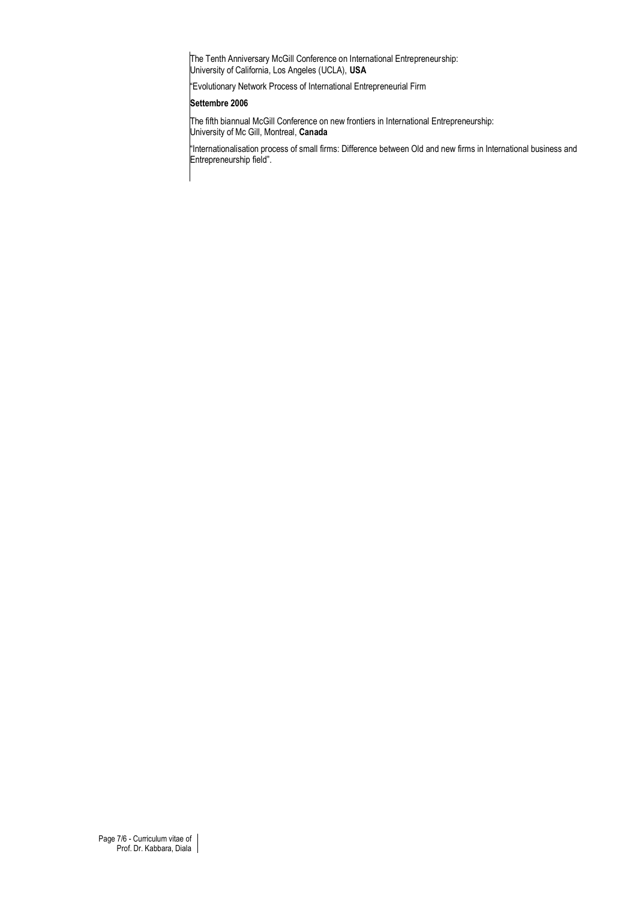The Tenth Anniversary McGill Conference on International Entrepreneurship:
University of California, Los Angeles (UCLA), **USA**

"Evolutionary Network Process of International Entrepreneurial Firm

**Settembre 2006**

The fifth biannual McGill Conference on new frontiers in International Entrepreneurship:
University of Mc Gill, Montreal, **Canada**

"Internationalisation process of small firms: Difference between Old and new firms in International business and Entrepreneurship field".